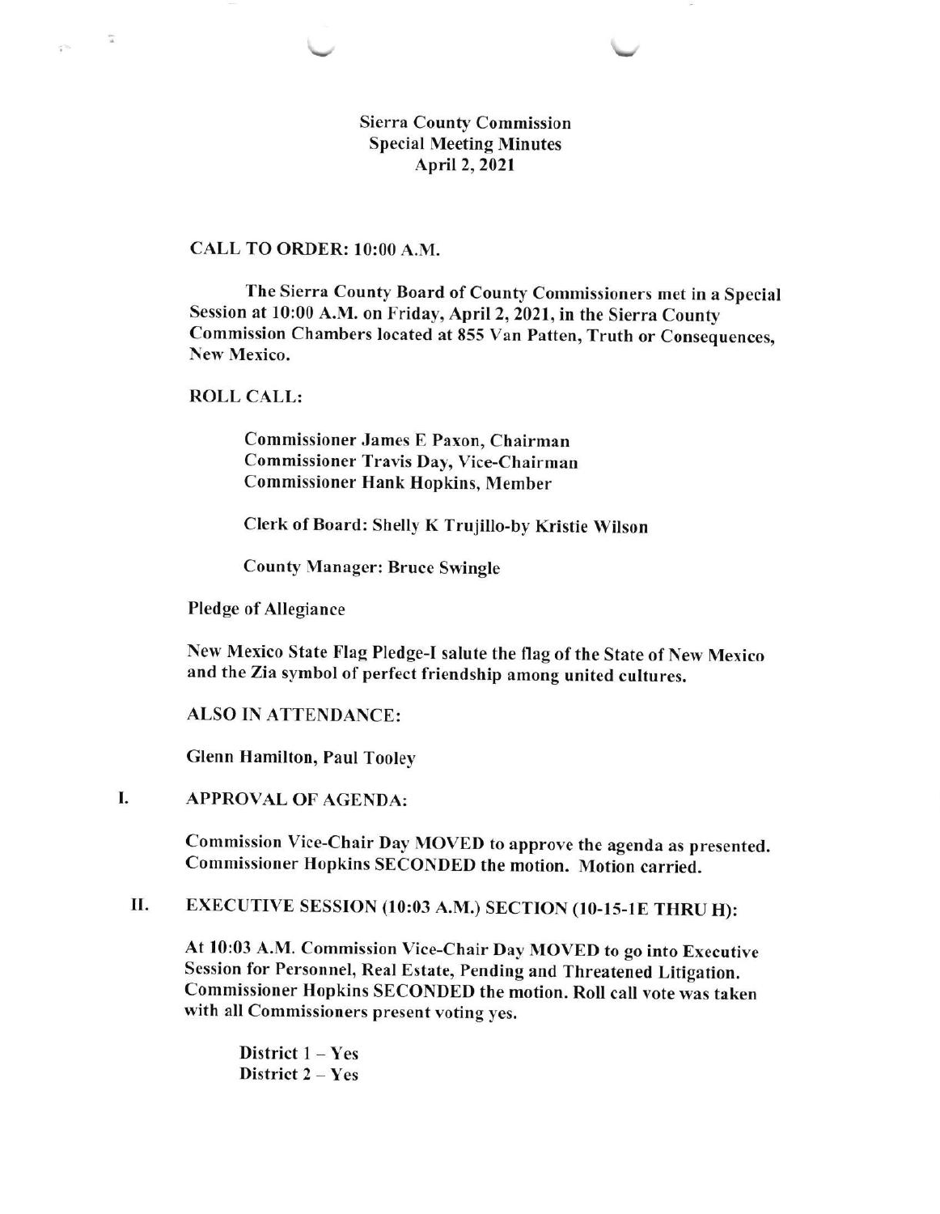# Sierra County Commission
## Special Meeting Minutes
### April 2, 2021

**CALL TO ORDER: 10:00 A.M.**

The Sierra County Board of County Commissioners met in a Special Session at 10:00 A.M. on Friday, April 2, 2021, in the Sierra County Commission Chambers located at 855 Van Patten, Truth or Consequences, New Mexico.

**ROLL CALL:**

Commissioner James E Paxon, Chairman
Commissioner Travis Day, Vice-Chairman
Commissioner Hank Hopkins, Member

Clerk of Board: Shelly K Trujillo-by Kristie Wilson

County Manager: Bruce Swingle

Pledge of Allegiance

New Mexico State Flag Pledge-I salute the flag of the State of New Mexico and the Zia symbol of perfect friendship among united cultures.

**ALSO IN ATTENDANCE:**

Glenn Hamilton, Paul Tooley

**I. APPROVAL OF AGENDA:**

Commission Vice-Chair Day MOVED to approve the agenda as presented. Commissioner Hopkins SECONDED the motion. Motion carried.

**II. EXECUTIVE SESSION (10:03 A.M.) SECTION (10-15-1E THRU H):**

At 10:03 A.M. Commission Vice-Chair Day MOVED to go into Executive Session for Personnel, Real Estate, Pending and Threatened Litigation. Commissioner Hopkins SECONDED the motion. Roll call vote was taken with all Commissioners present voting yes.

District 1 – Yes
District 2 – Yes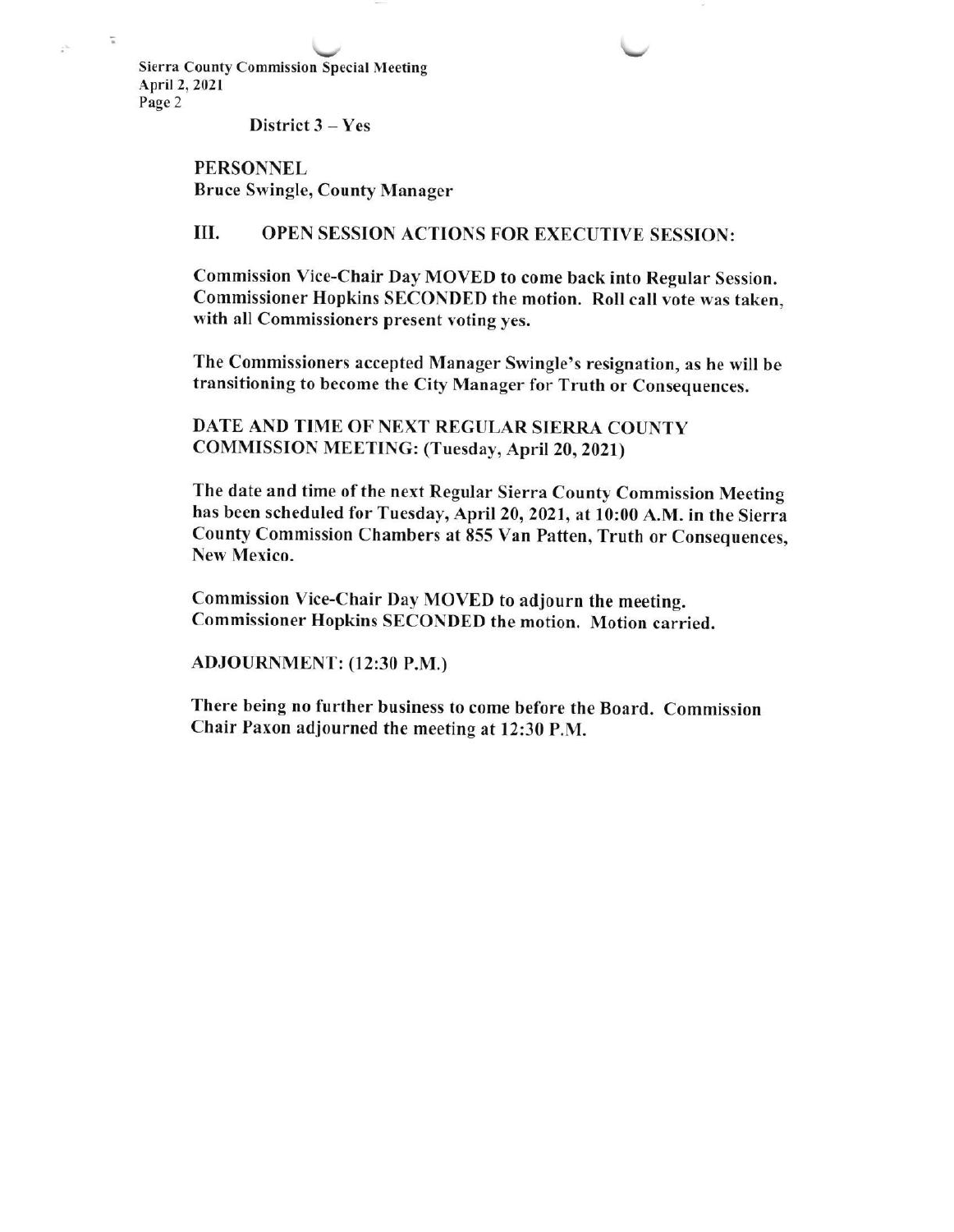District 3 – Yes

**PERSONNEL**
**Bruce Swingle, County Manager**

## III. OPEN SESSION ACTIONS FOR EXECUTIVE SESSION:

Commission Vice-Chair Day MOVED to come back into Regular Session. Commissioner Hopkins SECONDED the motion. Roll call vote was taken, with all Commissioners present voting yes.

The Commissioners accepted Manager Swingle's resignation, as he will be transitioning to become the City Manager for Truth or Consequences.

**DATE AND TIME OF NEXT REGULAR SIERRA COUNTY COMMISSION MEETING: (Tuesday, April 20, 2021)**

The date and time of the next Regular Sierra County Commission Meeting has been scheduled for Tuesday, April 20, 2021, at 10:00 A.M. in the Sierra County Commission Chambers at 855 Van Patten, Truth or Consequences, New Mexico.

Commission Vice-Chair Day MOVED to adjourn the meeting. Commissioner Hopkins SECONDED the motion. Motion carried.

**ADJOURNMENT: (12:30 P.M.)**

There being no further business to come before the Board. Commission Chair Paxon adjourned the meeting at 12:30 P.M.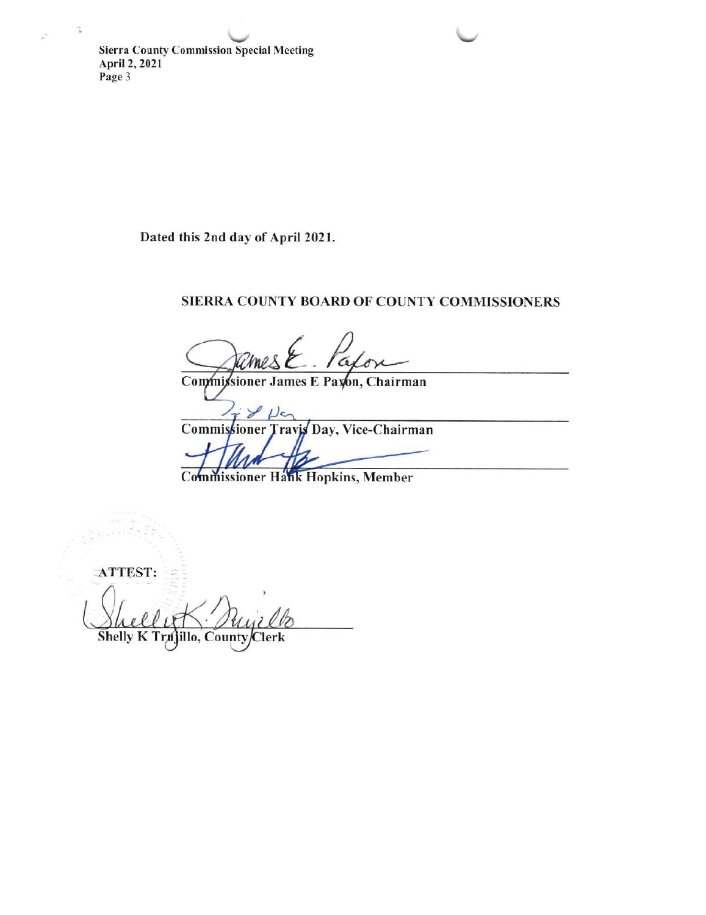Dated this 2nd day of April 2021.

**SIERRA COUNTY BOARD OF COUNTY COMMISSIONERS**

Commissioner James E Paxon, Chairman

Commissioner Travis Day, Vice-Chairman

Commissioner Hank Hopkins, Member

ATTEST:

Shelly K Trujillo, County Clerk